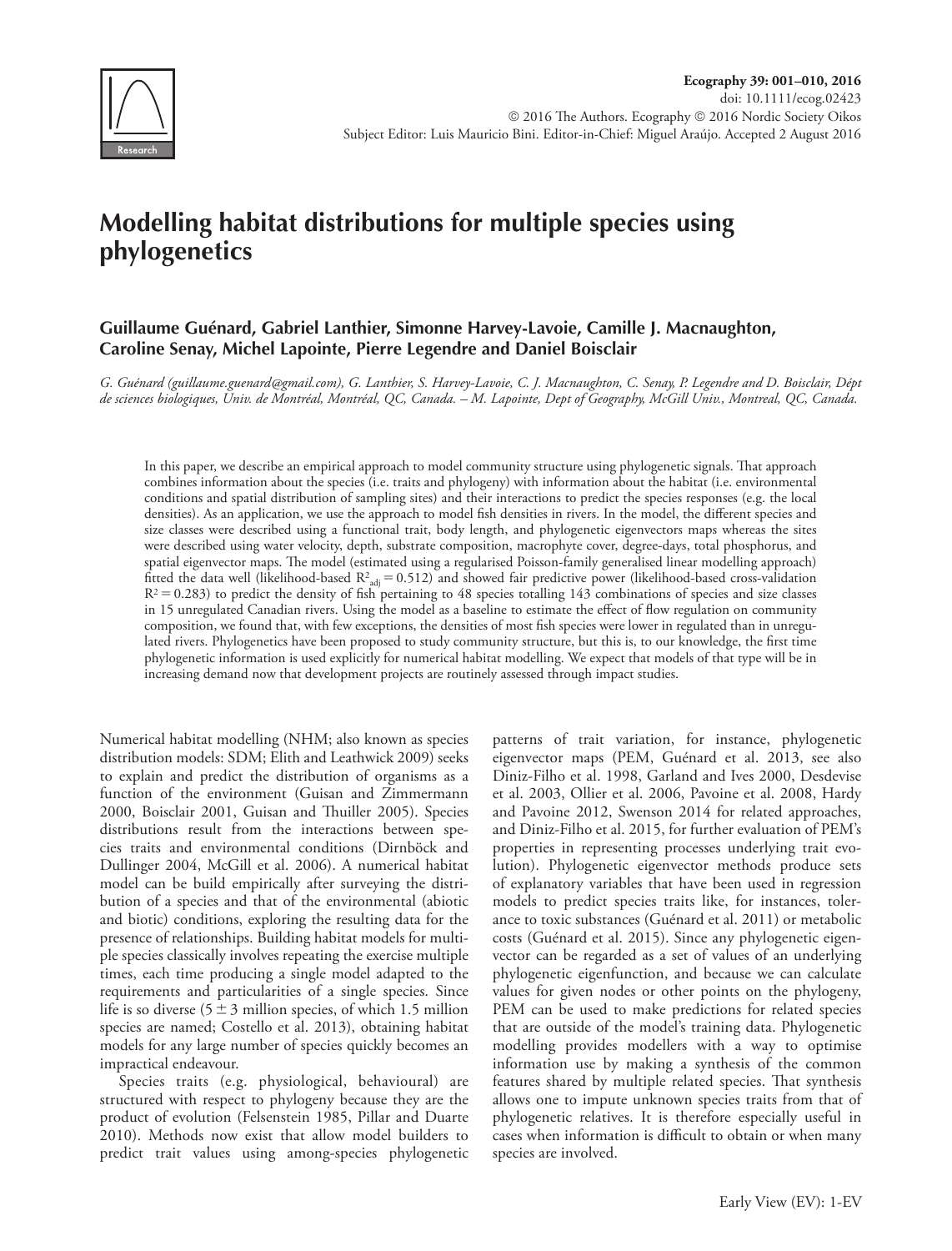# Modelling habitat distributions for multiple species using phylogenetics

**Guillaume Guénard, Gabriel Lanthier, Simonne Harvey-Lavoie, Camille J. Macnaughton, Caroline Senay, Michel Lapointe, Pierre Legendre and Daniel Boisclair**

*G. Guénard (guillaume.guenard@gmail.com), G. Lanthier, S. Harvey-Lavoie, C. J. Macnaughton, C. Senay, P. Legendre and D. Boisclair, Dépt de sciences biologiques, Univ. de Montréal, Montréal, QC, Canada. – M. Lapointe, Dept of Geography, McGill Univ., Montreal, QC, Canada.*

In this paper, we describe an empirical approach to model community structure using phylogenetic signals. That approach combines information about the species (i.e. traits and phylogeny) with information about the habitat (i.e. environmental conditions and spatial distribution of sampling sites) and their interactions to predict the species responses (e.g. the local densities). As an application, we use the approach to model fish densities in rivers. In the model, the different species and size classes were described using a functional trait, body length, and phylogenetic eigenvectors maps whereas the sites were described using water velocity, depth, substrate composition, macrophyte cover, degree-days, total phosphorus, and spatial eigenvector maps. The model (estimated using a regularised Poisson-family generalised linear modelling approach) fitted the data well (likelihood-based $R^2_{adj} = 0.512$) and showed fair predictive power (likelihood-based cross-validation $R^2 = 0.283$) to predict the density of fish pertaining to 48 species totalling 143 combinations of species and size classes in 15 unregulated Canadian rivers. Using the model as a baseline to estimate the effect of flow regulation on community composition, we found that, with few exceptions, the densities of most fish species were lower in regulated than in unregulated rivers. Phylogenetics have been proposed to study community structure, but this is, to our knowledge, the first time phylogenetic information is used explicitly for numerical habitat modelling. We expect that models of that type will be in increasing demand now that development projects are routinely assessed through impact studies.

Numerical habitat modelling (NHM; also known as species distribution models: SDM; Elith and Leathwick 2009) seeks to explain and predict the distribution of organisms as a function of the environment (Guisan and Zimmermann 2000, Boisclair 2001, Guisan and Thuiller 2005). Species distributions result from the interactions between species traits and environmental conditions (Dirnböck and Dullinger 2004, McGill et al. 2006). A numerical habitat model can be build empirically after surveying the distribution of a species and that of the environmental (abiotic and biotic) conditions, exploring the resulting data for the presence of relationships. Building habitat models for multiple species classically involves repeating the exercise multiple times, each time producing a single model adapted to the requirements and particularities of a single species. Since life is so diverse ($5 \pm 3$ million species, of which 1.5 million species are named; Costello et al. 2013), obtaining habitat models for any large number of species quickly becomes an impractical endeavour.

Species traits (e.g. physiological, behavioural) are structured with respect to phylogeny because they are the product of evolution (Felsenstein 1985, Pillar and Duarte 2010). Methods now exist that allow model builders to predict trait values using among-species phylogenetic patterns of trait variation, for instance, phylogenetic eigenvector maps (PEM, Guénard et al. 2013, see also Diniz-Filho et al. 1998, Garland and Ives 2000, Desdevise et al. 2003, Ollier et al. 2006, Pavoine et al. 2008, Hardy and Pavoine 2012, Swenson 2014 for related approaches, and Diniz-Filho et al. 2015, for further evaluation of PEM's properties in representing processes underlying trait evolution). Phylogenetic eigenvector methods produce sets of explanatory variables that have been used in regression models to predict species traits like, for instances, tolerance to toxic substances (Guénard et al. 2011) or metabolic costs (Guénard et al. 2015). Since any phylogenetic eigenvector can be regarded as a set of values of an underlying phylogenetic eigenfunction, and because we can calculate values for given nodes or other points on the phylogeny, PEM can be used to make predictions for related species that are outside of the model's training data. Phylogenetic modelling provides modellers with a way to optimise information use by making a synthesis of the common features shared by multiple related species. That synthesis allows one to impute unknown species traits from that of phylogenetic relatives. It is therefore especially useful in cases when information is difficult to obtain or when many species are involved.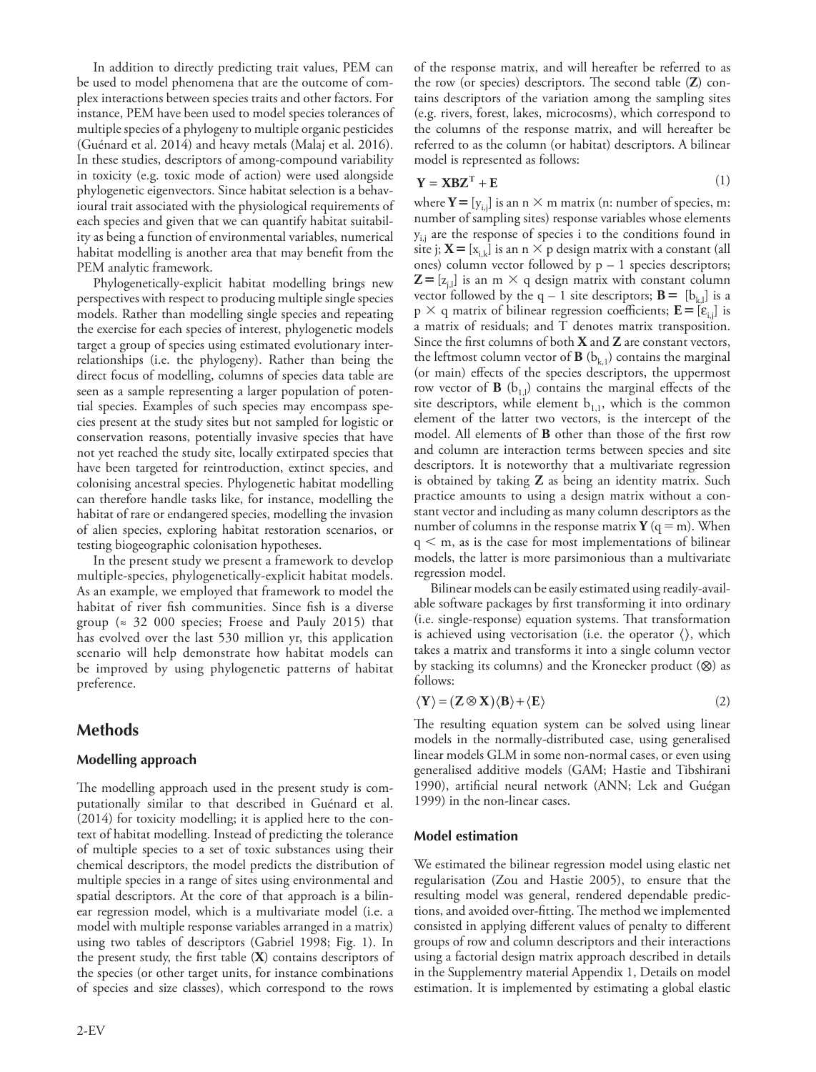In addition to directly predicting trait values, PEM can be used to model phenomena that are the outcome of complex interactions between species traits and other factors. For instance, PEM have been used to model species tolerances of multiple species of a phylogeny to multiple organic pesticides (Guénard et al. 2014) and heavy metals (Malaj et al. 2016). In these studies, descriptors of among-compound variability in toxicity (e.g. toxic mode of action) were used alongside phylogenetic eigenvectors. Since habitat selection is a behavioural trait associated with the physiological requirements of each species and given that we can quantify habitat suitability as being a function of environmental variables, numerical habitat modelling is another area that may benefit from the PEM analytic framework.

Phylogenetically-explicit habitat modelling brings new perspectives with respect to producing multiple single species models. Rather than modelling single species and repeating the exercise for each species of interest, phylogenetic models target a group of species using estimated evolutionary interrelationships (i.e. the phylogeny). Rather than being the direct focus of modelling, columns of species data table are seen as a sample representing a larger population of potential species. Examples of such species may encompass species present at the study sites but not sampled for logistic or conservation reasons, potentially invasive species that have not yet reached the study site, locally extirpated species that have been targeted for reintroduction, extinct species, and colonising ancestral species. Phylogenetic habitat modelling can therefore handle tasks like, for instance, modelling the habitat of rare or endangered species, modelling the invasion of alien species, exploring habitat restoration scenarios, or testing biogeographic colonisation hypotheses.

In the present study we present a framework to develop multiple-species, phylogenetically-explicit habitat models. As an example, we employed that framework to model the habitat of river fish communities. Since fish is a diverse group (≈ 32 000 species; Froese and Pauly 2015) that has evolved over the last 530 million yr, this application scenario will help demonstrate how habitat models can be improved by using phylogenetic patterns of habitat preference.

## Methods

### Modelling approach

The modelling approach used in the present study is computationally similar to that described in Guénard et al. (2014) for toxicity modelling; it is applied here to the context of habitat modelling. Instead of predicting the tolerance of multiple species to a set of toxic substances using their chemical descriptors, the model predicts the distribution of multiple species in a range of sites using environmental and spatial descriptors. At the core of that approach is a bilinear regression model, which is a multivariate model (i.e. a model with multiple response variables arranged in a matrix) using two tables of descriptors (Gabriel 1998; Fig. 1). In the present study, the first table (**X**) contains descriptors of the species (or other target units, for instance combinations of species and size classes), which correspond to the rows of the response matrix, and will hereafter be referred to as the row (or species) descriptors. The second table (**Z**) contains descriptors of the variation among the sampling sites (e.g. rivers, forest, lakes, microcosms), which correspond to the columns of the response matrix, and will hereafter be referred to as the column (or habitat) descriptors. A bilinear model is represented as follows:

$$\mathbf{Y} = \mathbf{X}\mathbf{B}\mathbf{Z}^{\mathbf{T}} + \mathbf{E} \tag{1}$$

where $\mathbf{Y} = [y_{i,j}]$ is an $n \times m$ matrix (n: number of species, m: number of sampling sites) response variables whose elements $y_{i,j}$ are the response of species i to the conditions found in site j; $\mathbf{X} = [x_{i,k}]$ is an $n \times p$ design matrix with a constant (all ones) column vector followed by $p - 1$ species descriptors; $\mathbf{Z} = [z_{j,l}]$ is an $m \times q$ design matrix with constant column vector followed by the $q - 1$ site descriptors; $\mathbf{B} = [b_{k,l}]$ is a $p \times q$ matrix of bilinear regression coefficients; $\mathbf{E} = [\varepsilon_{i,j}]$ is a matrix of residuals; and T denotes matrix transposition. Since the first columns of both **X** and **Z** are constant vectors, the leftmost column vector of **B** ($b_{k,1}$) contains the marginal (or main) effects of the species descriptors, the uppermost row vector of **B** ($b_{1,l}$) contains the marginal effects of the site descriptors, while element $b_{1,1}$, which is the common element of the latter two vectors, is the intercept of the model. All elements of **B** other than those of the first row and column are interaction terms between species and site descriptors. It is noteworthy that a multivariate regression is obtained by taking **Z** as being an identity matrix. Such practice amounts to using a design matrix without a constant vector and including as many column descriptors as the number of columns in the response matrix **Y** ($q = m$). When $q < m$, as is the case for most implementations of bilinear models, the latter is more parsimonious than a multivariate regression model.

Bilinear models can be easily estimated using readily-available software packages by first transforming it into ordinary (i.e. single-response) equation systems. That transformation is achieved using vectorisation (i.e. the operator ⟨⟩, which takes a matrix and transforms it into a single column vector by stacking its columns) and the Kronecker product (⊗) as follows:

$$\langle \mathbf{Y} \rangle = (\mathbf{Z} \otimes \mathbf{X}) \langle \mathbf{B} \rangle + \langle \mathbf{E} \rangle \tag{2}$$

The resulting equation system can be solved using linear models in the normally-distributed case, using generalised linear models GLM in some non-normal cases, or even using generalised additive models (GAM; Hastie and Tibshirani 1990), artificial neural network (ANN; Lek and Guégan 1999) in the non-linear cases.

### Model estimation

We estimated the bilinear regression model using elastic net regularisation (Zou and Hastie 2005), to ensure that the resulting model was general, rendered dependable predictions, and avoided over-fitting. The method we implemented consisted in applying different values of penalty to different groups of row and column descriptors and their interactions using a factorial design matrix approach described in details in the Supplementry material Appendix 1, Details on model estimation. It is implemented by estimating a global elastic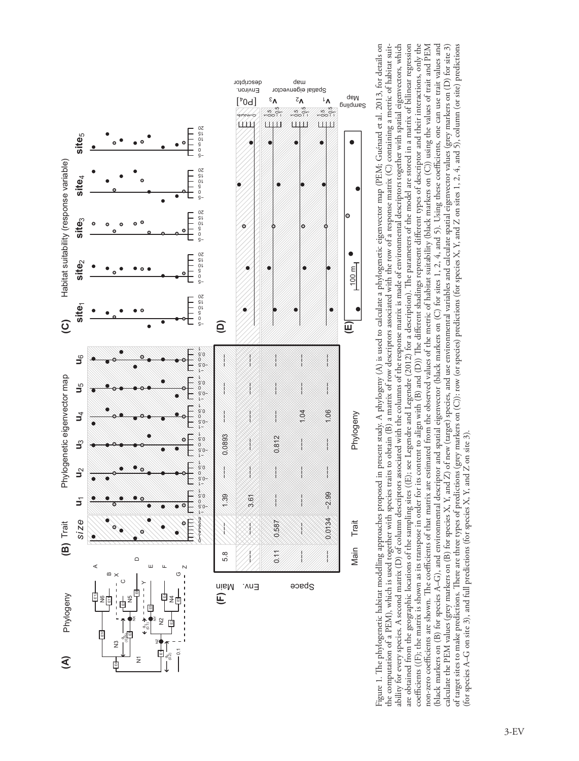Figure 1. The phylogenetic habitat modelling approaches proposed in present study. A phylogeny (A) is used to calculate a phylogenetic eigenvector map (PEM; Guénard et al. 2013, for details on the computation of a PEM), which is used together with species traits to obtain (B) a matrix of row descriptors associated with the row of a response matrix (C) containing a metric of habitat suitability for every species. A second matrix (D) of column descriptors associated with the columns of the response matrix is made of environmental descriptors together with spatial eigenvectors, which are obtained from the geographic locations of the sampling sites ((E); see Legendre and Legendre (2012) for a description). The parameters of the model are stored in a matrix of bilinear regression coefficients ((F); the matrix is shown as its transpose in order for its content to align with (B) and (D)) The different shadings represent different types of descriptor and their interactions, only the non-zero coefficients are shown. The coefficients of that matrix are estimated from the observed values of the metric of habitat suitability (black markers on (C)) using the values of trait and PEM (black markers on (B) for species A–G), and environmental descriptor and spatial eigenvector (black markers on (C) for sites 1, 2, 4, and 5). Using these coefficients, one can use trait values and calculate the PEM values (grey markers on (B) for species X, Y, and Z) of new (target) species, and use environmental variables and calculate spatial eigenvector values (grey markers on (D) for site 3) of target sites to make predictions. There are three types of predictions (grey markers on (C)): row (or species) predictions (for species X, Y, and Z on sites 1, 2, 4, and 5), column (or site) predictions (for species A–G on site 3), and full predictions (for species X, Y, and Z on site 3).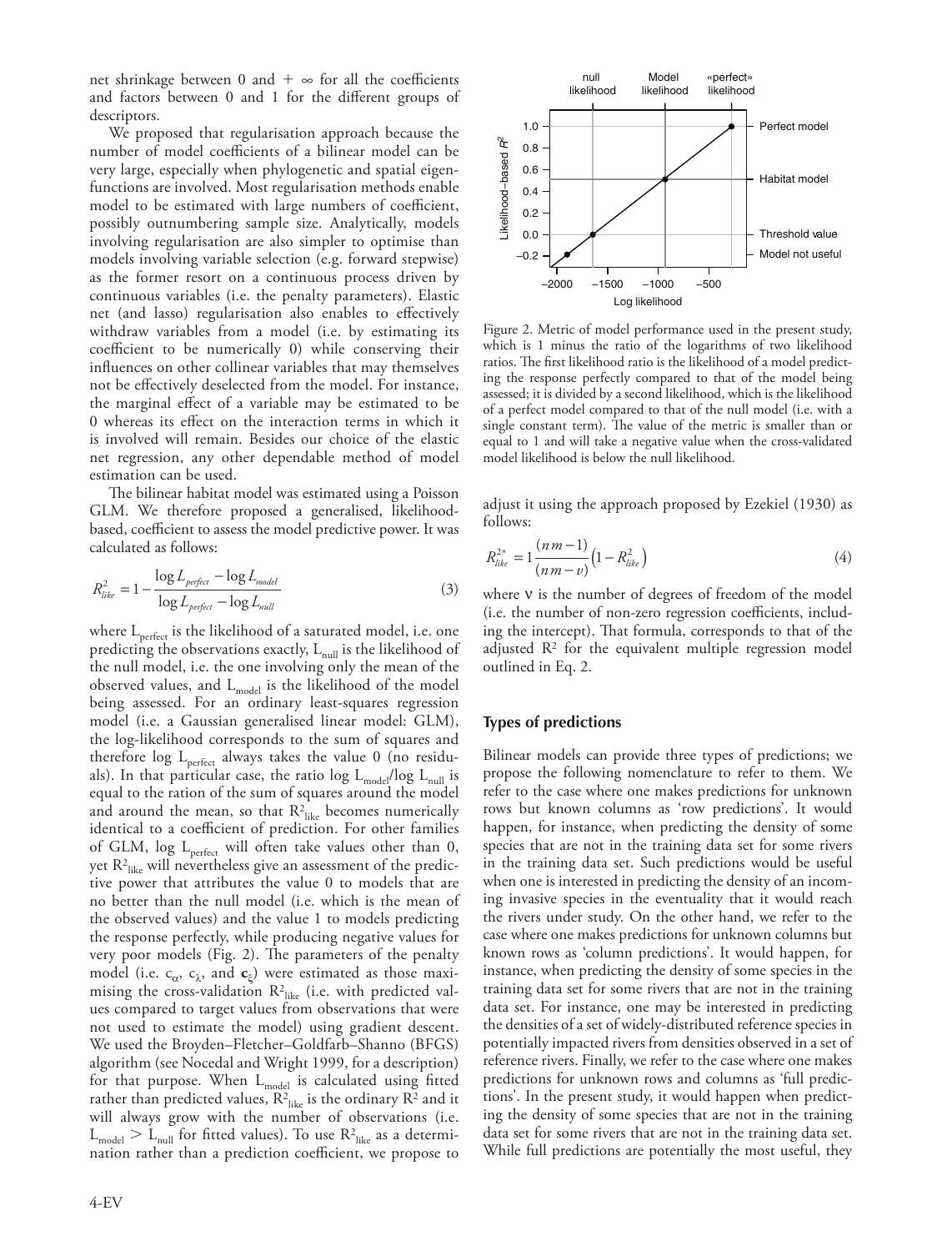net shrinkage between 0 and $+\infty$ for all the coefficients and factors between 0 and 1 for the different groups of descriptors.

We proposed that regularisation approach because the number of model coefficients of a bilinear model can be very large, especially when phylogenetic and spatial eigenfunctions are involved. Most regularisation methods enable model to be estimated with large numbers of coefficient, possibly outnumbering sample size. Analytically, models involving regularisation are also simpler to optimise than models involving variable selection (e.g. forward stepwise) as the former resort on a continuous process driven by continuous variables (i.e. the penalty parameters). Elastic net (and lasso) regularisation also enables to effectively withdraw variables from a model (i.e. by estimating its coefficient to be numerically 0) while conserving their influences on other collinear variables that may themselves not be effectively deselected from the model. For instance, the marginal effect of a variable may be estimated to be 0 whereas its effect on the interaction terms in which it is involved will remain. Besides our choice of the elastic net regression, any other dependable method of model estimation can be used.

The bilinear habitat model was estimated using a Poisson GLM. We therefore proposed a generalised, likelihood-based, coefficient to assess the model predictive power. It was calculated as follows:

$$R^2_{like} = 1 - \frac{\log L_{perfect} - \log L_{model}}{\log L_{perfect} - \log L_{null}} \tag{3}$$

where $L_{perfect}$ is the likelihood of a saturated model, i.e. one predicting the observations exactly, $L_{null}$ is the likelihood of the null model, i.e. the one involving only the mean of the observed values, and $L_{model}$ is the likelihood of the model being assessed. For an ordinary least-squares regression model (i.e. a Gaussian generalised linear model: GLM), the log-likelihood corresponds to the sum of squares and therefore $\log L_{perfect}$ always takes the value 0 (no residuals). In that particular case, the ratio $\log L_{model}/\log L_{null}$ is equal to the ration of the sum of squares around the model and around the mean, so that $R^2_{like}$ becomes numerically identical to a coefficient of prediction. For other families of GLM, $\log L_{perfect}$ will often take values other than 0, yet $R^2_{like}$ will nevertheless give an assessment of the predictive power that attributes the value 0 to models that are no better than the null model (i.e. which is the mean of the observed values) and the value 1 to models predicting the response perfectly, while producing negative values for very poor models (Fig. 2). The parameters of the penalty model (i.e. $c_\alpha$, $c_\lambda$, and $\mathbf{c}_\xi$) were estimated as those maximising the cross-validation $R^2_{like}$ (i.e. with predicted values compared to target values from observations that were not used to estimate the model) using gradient descent. We used the Broyden–Fletcher–Goldfarb–Shanno (BFGS) algorithm (see Nocedal and Wright 1999, for a description) for that purpose. When $L_{model}$ is calculated using fitted rather than predicted values, $R^2_{like}$ is the ordinary $R^2$ and it will always grow with the number of observations (i.e. $L_{model} > L_{null}$ for fitted values). To use $R^2_{like}$ as a determination rather than a prediction coefficient, we propose to adjust it using the approach proposed by Ezekiel (1930) as follows:

Figure 2. Metric of model performance used in the present study, which is 1 minus the ratio of the logarithms of two likelihood ratios. The first likelihood ratio is the likelihood of a model predicting the response perfectly compared to that of the model being assessed; it is divided by a second likelihood, which is the likelihood of a perfect model compared to that of the null model (i.e. with a single constant term). The value of the metric is smaller than or equal to 1 and will take a negative value when the cross-validated model likelihood is below the null likelihood.

$$R^{2*}_{like} = 1\frac{(nm-1)}{(nm-v)}\left(1 - R^2_{like}\right) \tag{4}$$

where $\nu$ is the number of degrees of freedom of the model (i.e. the number of non-zero regression coefficients, including the intercept). That formula, corresponds to that of the adjusted $R^2$ for the equivalent multiple regression model outlined in Eq. 2.

### Types of predictions

Bilinear models can provide three types of predictions; we propose the following nomenclature to refer to them. We refer to the case where one makes predictions for unknown rows but known columns as 'row predictions'. It would happen, for instance, when predicting the density of some species that are not in the training data set for some rivers in the training data set. Such predictions would be useful when one is interested in predicting the density of an incoming invasive species in the eventuality that it would reach the rivers under study. On the other hand, we refer to the case where one makes predictions for unknown columns but known rows as 'column predictions'. It would happen, for instance, when predicting the density of some species in the training data set for some rivers that are not in the training data set. For instance, one may be interested in predicting the densities of a set of widely-distributed reference species in potentially impacted rivers from densities observed in a set of reference rivers. Finally, we refer to the case where one makes predictions for unknown rows and columns as 'full predictions'. In the present study, it would happen when predicting the density of some species that are not in the training data set for some rivers that are not in the training data set. While full predictions are potentially the most useful, they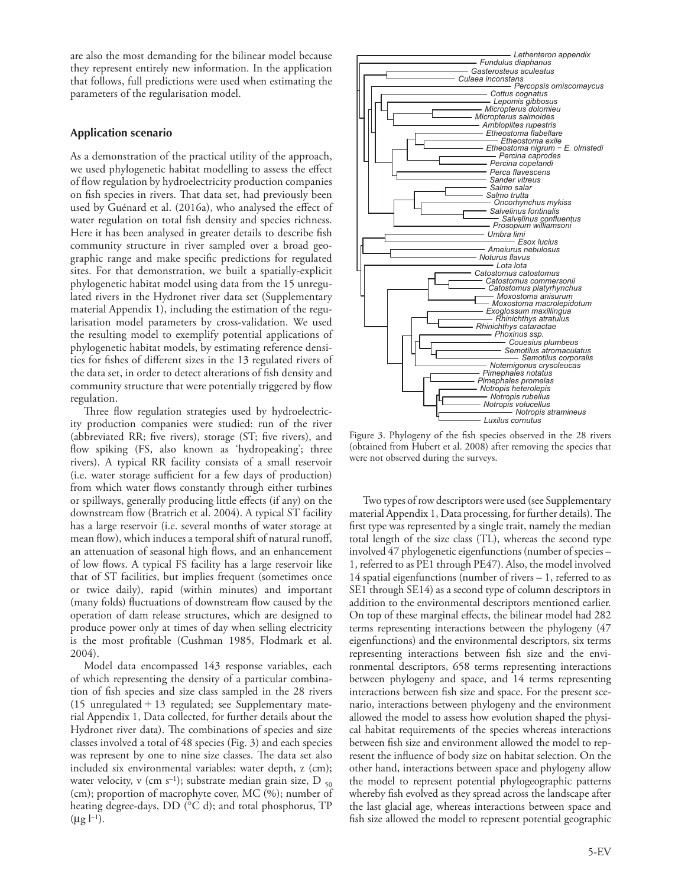are also the most demanding for the bilinear model because they represent entirely new information. In the application that follows, full predictions were used when estimating the parameters of the regularisation model.

## Application scenario

As a demonstration of the practical utility of the approach, we used phylogenetic habitat modelling to assess the effect of flow regulation by hydroelectricity production companies on fish species in rivers. That data set, had previously been used by Guénard et al. (2016a), who analysed the effect of water regulation on total fish density and species richness. Here it has been analysed in greater details to describe fish community structure in river sampled over a broad geographic range and make specific predictions for regulated sites. For that demonstration, we built a spatially-explicit phylogenetic habitat model using data from the 15 unregulated rivers in the Hydronet river data set (Supplementary material Appendix 1), including the estimation of the regularisation model parameters by cross-validation. We used the resulting model to exemplify potential applications of phylogenetic habitat models, by estimating reference densities for fishes of different sizes in the 13 regulated rivers of the data set, in order to detect alterations of fish density and community structure that were potentially triggered by flow regulation.

Three flow regulation strategies used by hydroelectricity production companies were studied: run of the river (abbreviated RR; five rivers), storage (ST; five rivers), and flow spiking (FS, also known as 'hydropeaking'; three rivers). A typical RR facility consists of a small reservoir (i.e. water storage sufficient for a few days of production) from which water flows constantly through either turbines or spillways, generally producing little effects (if any) on the downstream flow (Bratrich et al. 2004). A typical ST facility has a large reservoir (i.e. several months of water storage at mean flow), which induces a temporal shift of natural runoff, an attenuation of seasonal high flows, and an enhancement of low flows. A typical FS facility has a large reservoir like that of ST facilities, but implies frequent (sometimes once or twice daily), rapid (within minutes) and important (many folds) fluctuations of downstream flow caused by the operation of dam release structures, which are designed to produce power only at times of day when selling electricity is the most profitable (Cushman 1985, Flodmark et al. 2004).

Model data encompassed 143 response variables, each of which representing the density of a particular combination of fish species and size class sampled in the 28 rivers (15 unregulated + 13 regulated; see Supplementary material Appendix 1, Data collected, for further details about the Hydronet river data). The combinations of species and size classes involved a total of 48 species (Fig. 3) and each species was represent by one to nine size classes. The data set also included six environmental variables: water depth, z (cm); water velocity, v (cm $s^{-1}$); substrate median grain size, $D_{50}$ (cm); proportion of macrophyte cover, MC (%); number of heating degree-days, DD (°C d); and total phosphorus, TP (μg $l^{-1}$).

Figure 3. Phylogeny of the fish species observed in the 28 rivers (obtained from Hubert et al. 2008) after removing the species that were not observed during the surveys.

Two types of row descriptors were used (see Supplementary material Appendix 1, Data processing, for further details). The first type was represented by a single trait, namely the median total length of the size class (TL), whereas the second type involved 47 phylogenetic eigenfunctions (number of species – 1, referred to as PE1 through PE47). Also, the model involved 14 spatial eigenfunctions (number of rivers – 1, referred to as SE1 through SE14) as a second type of column descriptors in addition to the environmental descriptors mentioned earlier. On top of these marginal effects, the bilinear model had 282 terms representing interactions between the phylogeny (47 eigenfunctions) and the environmental descriptors, six terms representing interactions between fish size and the environmental descriptors, 658 terms representing interactions between phylogeny and space, and 14 terms representing interactions between fish size and space. For the present scenario, interactions between phylogeny and the environment allowed the model to assess how evolution shaped the physical habitat requirements of the species whereas interactions between fish size and environment allowed the model to represent the influence of body size on habitat selection. On the other hand, interactions between space and phylogeny allow the model to represent potential phylogeographic patterns whereby fish evolved as they spread across the landscape after the last glacial age, whereas interactions between space and fish size allowed the model to represent potential geographic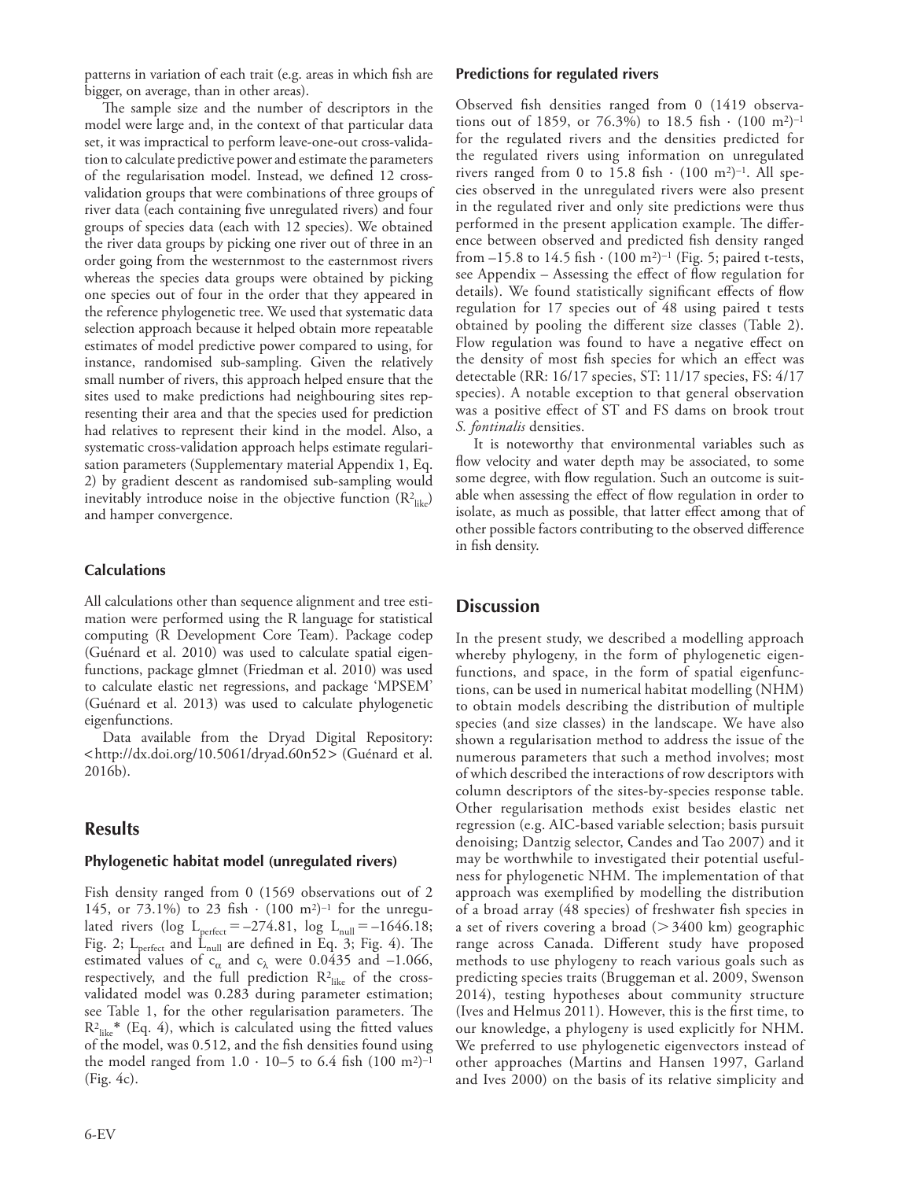patterns in variation of each trait (e.g. areas in which fish are bigger, on average, than in other areas).

The sample size and the number of descriptors in the model were large and, in the context of that particular data set, it was impractical to perform leave-one-out cross-validation to calculate predictive power and estimate the parameters of the regularisation model. Instead, we defined 12 cross-validation groups that were combinations of three groups of river data (each containing five unregulated rivers) and four groups of species data (each with 12 species). We obtained the river data groups by picking one river out of three in an order going from the westernmost to the easternmost rivers whereas the species data groups were obtained by picking one species out of four in the order that they appeared in the reference phylogenetic tree. We used that systematic data selection approach because it helped obtain more repeatable estimates of model predictive power compared to using, for instance, randomised sub-sampling. Given the relatively small number of rivers, this approach helped ensure that the sites used to make predictions had neighbouring sites representing their area and that the species used for prediction had relatives to represent their kind in the model. Also, a systematic cross-validation approach helps estimate regularisation parameters (Supplementary material Appendix 1, Eq. 2) by gradient descent as randomised sub-sampling would inevitably introduce noise in the objective function ($R^2_{like}$) and hamper convergence.

### Calculations

All calculations other than sequence alignment and tree estimation were performed using the R language for statistical computing (R Development Core Team). Package codep (Guénard et al. 2010) was used to calculate spatial eigenfunctions, package glmnet (Friedman et al. 2010) was used to calculate elastic net regressions, and package 'MPSEM' (Guénard et al. 2013) was used to calculate phylogenetic eigenfunctions.

Data available from the Dryad Digital Repository: <http://dx.doi.org/10.5061/dryad.60n52> (Guénard et al. 2016b).

## Results

### Phylogenetic habitat model (unregulated rivers)

Fish density ranged from 0 (1569 observations out of 2 145, or 73.1%) to 23 fish · (100 m²)⁻¹ for the unregulated rivers ($\log L_{perfect} = -274.81$, $\log L_{null} = -1646.18$; Fig. 2; $L_{perfect}$ and $L_{null}$ are defined in Eq. 3; Fig. 4). The estimated values of $c_\alpha$ and $c_\lambda$ were 0.0435 and –1.066, respectively, and the full prediction $R^2_{like}$ of the cross-validated model was 0.283 during parameter estimation; see Table 1, for the other regularisation parameters. The $R^2_{like}$* (Eq. 4), which is calculated using the fitted values of the model, was 0.512, and the fish densities found using the model ranged from 1.0 · 10–5 to 6.4 fish (100 m²)⁻¹ (Fig. 4c).

### Predictions for regulated rivers

Observed fish densities ranged from 0 (1419 observations out of 1859, or 76.3%) to 18.5 fish · (100 m²)⁻¹ for the regulated rivers and the densities predicted for the regulated rivers using information on unregulated rivers ranged from 0 to 15.8 fish · (100 m²)⁻¹. All species observed in the unregulated rivers were also present in the regulated river and only site predictions were thus performed in the present application example. The difference between observed and predicted fish density ranged from –15.8 to 14.5 fish · (100 m²)⁻¹ (Fig. 5; paired t-tests, see Appendix – Assessing the effect of flow regulation for details). We found statistically significant effects of flow regulation for 17 species out of 48 using paired t tests obtained by pooling the different size classes (Table 2). Flow regulation was found to have a negative effect on the density of most fish species for which an effect was detectable (RR: 16/17 species, ST: 11/17 species, FS: 4/17 species). A notable exception to that general observation was a positive effect of ST and FS dams on brook trout *S. fontinalis* densities.

It is noteworthy that environmental variables such as flow velocity and water depth may be associated, to some some degree, with flow regulation. Such an outcome is suitable when assessing the effect of flow regulation in order to isolate, as much as possible, that latter effect among that of other possible factors contributing to the observed difference in fish density.

## Discussion

In the present study, we described a modelling approach whereby phylogeny, in the form of phylogenetic eigenfunctions, and space, in the form of spatial eigenfunctions, can be used in numerical habitat modelling (NHM) to obtain models describing the distribution of multiple species (and size classes) in the landscape. We have also shown a regularisation method to address the issue of the numerous parameters that such a method involves; most of which described the interactions of row descriptors with column descriptors of the sites-by-species response table. Other regularisation methods exist besides elastic net regression (e.g. AIC-based variable selection; basis pursuit denoising; Dantzig selector, Candes and Tao 2007) and it may be worthwhile to investigated their potential usefulness for phylogenetic NHM. The implementation of that approach was exemplified by modelling the distribution of a broad array (48 species) of freshwater fish species in a set of rivers covering a broad (> 3400 km) geographic range across Canada. Different study have proposed methods to use phylogeny to reach various goals such as predicting species traits (Bruggeman et al. 2009, Swenson 2014), testing hypotheses about community structure (Ives and Helmus 2011). However, this is the first time, to our knowledge, a phylogeny is used explicitly for NHM. We preferred to use phylogenetic eigenvectors instead of other approaches (Martins and Hansen 1997, Garland and Ives 2000) on the basis of its relative simplicity and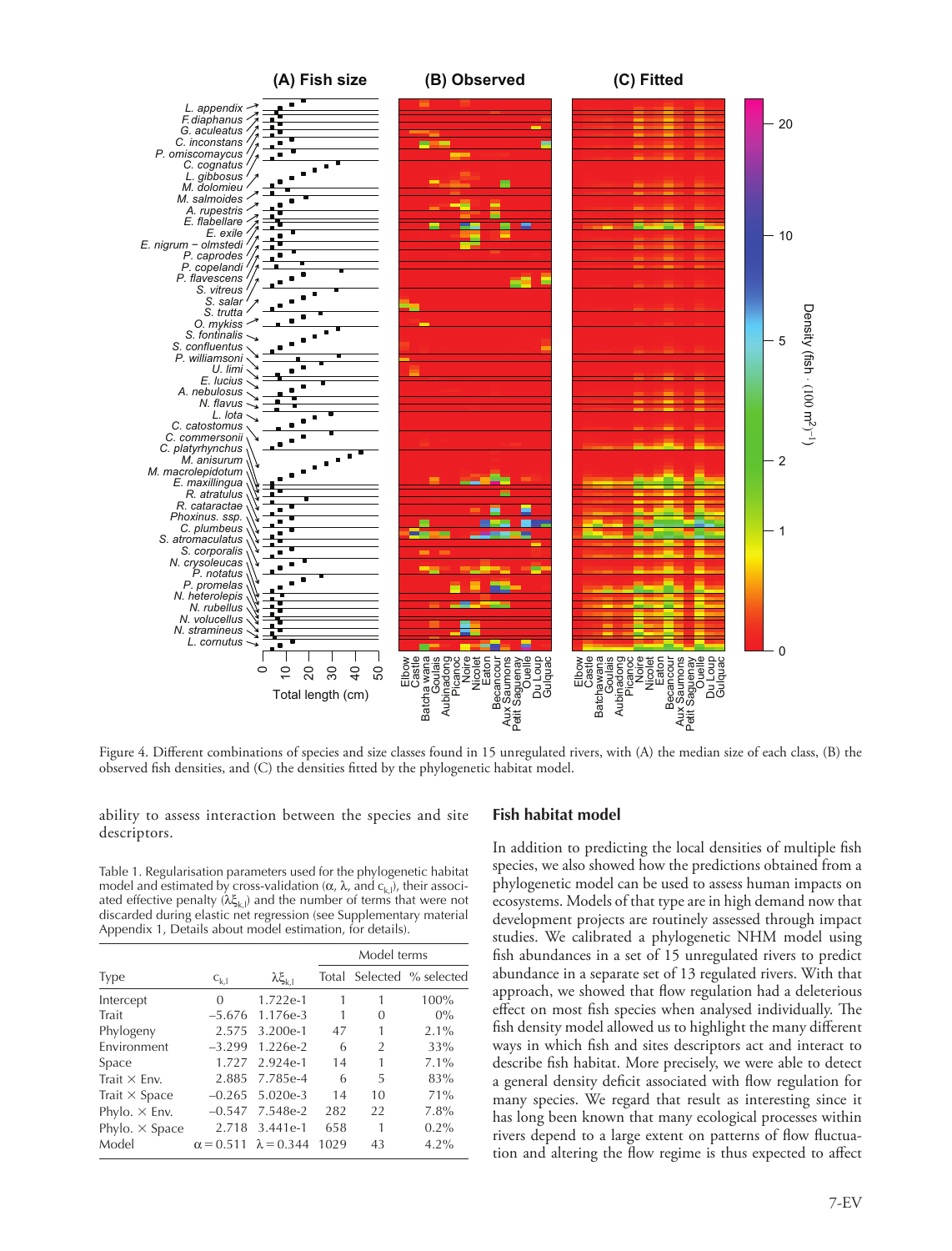Figure 4. Different combinations of species and size classes found in 15 unregulated rivers, with (A) the median size of each class, (B) the observed fish densities, and (C) the densities fitted by the phylogenetic habitat model.

ability to assess interaction between the species and site descriptors.

Table 1. Regularisation parameters used for the phylogenetic habitat model and estimated by cross-validation ($\alpha$, $\lambda$, and $c_{k,l}$), their associated effective penalty ($\lambda\xi_{k,l}$) and the number of terms that were not discarded during elastic net regression (see Supplementary material Appendix 1, Details about model estimation, for details).

| Type | $c_{k,l}$ | $\lambda\xi_{k,l}$ | Model terms | | |
|---|---|---|---|---|---|
| | | | Total | Selected | % selected |
| Intercept | 0 | 1.722e-1 | 1 | 1 | 100% |
| Trait | −5.676 | 1.176e-3 | 1 | 0 | 0% |
| Phylogeny | 2.575 | 3.200e-1 | 47 | 1 | 2.1% |
| Environment | −3.299 | 1.226e-2 | 6 | 2 | 33% |
| Space | 1.727 | 2.924e-1 | 14 | 1 | 7.1% |
| Trait × Env. | 2.885 | 7.785e-4 | 6 | 5 | 83% |
| Trait × Space | −0.265 | 5.020e-3 | 14 | 10 | 71% |
| Phylo. × Env. | −0.547 | 7.548e-2 | 282 | 22 | 7.8% |
| Phylo. × Space | 2.718 | 3.441e-1 | 658 | 1 | 0.2% |
| Model | $\alpha = 0.511$ | $\lambda = 0.344$ | 1029 | 43 | 4.2% |

## Fish habitat model

In addition to predicting the local densities of multiple fish species, we also showed how the predictions obtained from a phylogenetic model can be used to assess human impacts on ecosystems. Models of that type are in high demand now that development projects are routinely assessed through impact studies. We calibrated a phylogenetic NHM model using fish abundances in a set of 15 unregulated rivers to predict abundance in a separate set of 13 regulated rivers. With that approach, we showed that flow regulation had a deleterious effect on most fish species when analysed individually. The fish density model allowed us to highlight the many different ways in which fish and sites descriptors act and interact to describe fish habitat. More precisely, we were able to detect a general density deficit associated with flow regulation for many species. We regard that result as interesting since it has long been known that many ecological processes within rivers depend to a large extent on patterns of flow fluctuation and altering the flow regime is thus expected to affect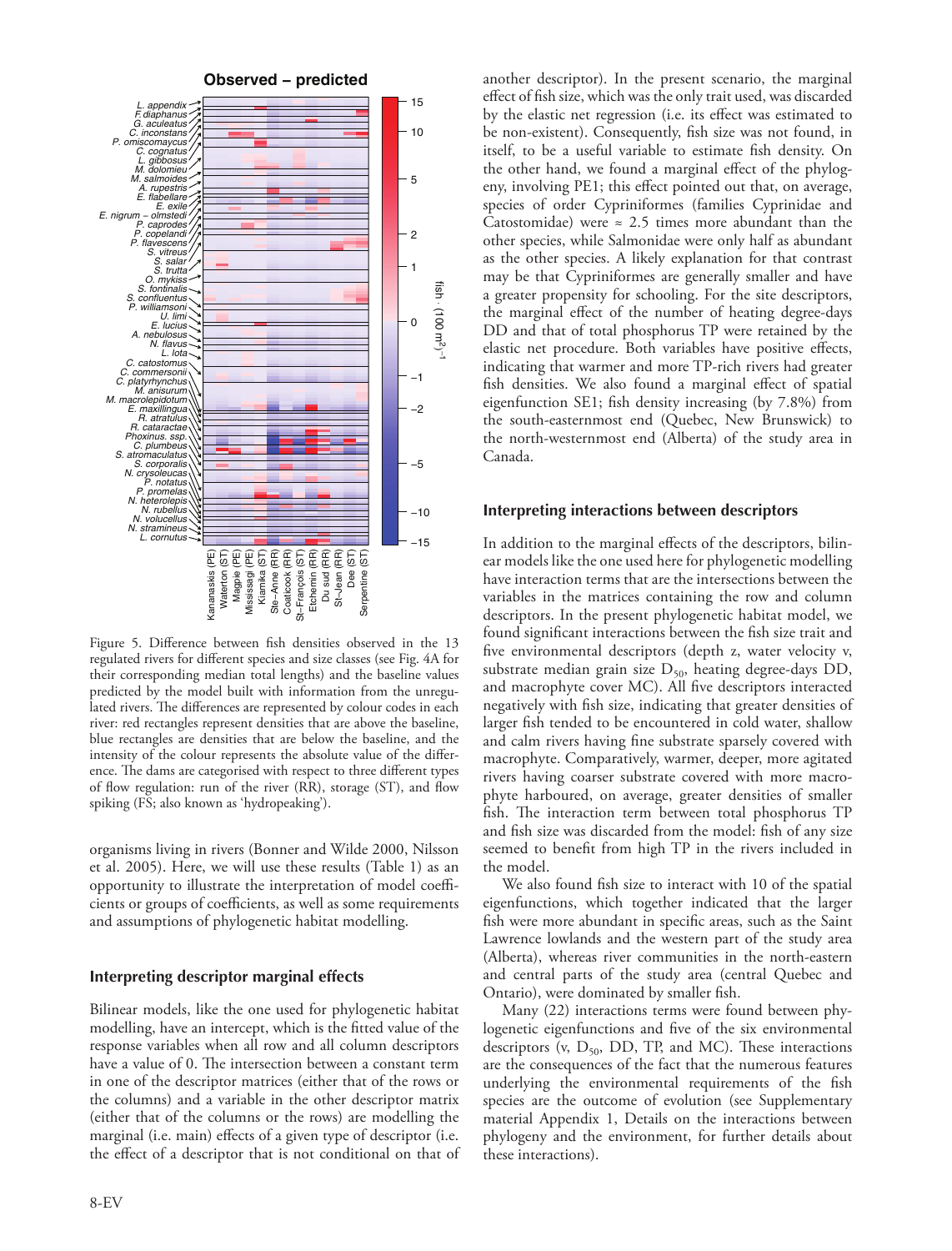Figure 5. Difference between fish densities observed in the 13 regulated rivers for different species and size classes (see Fig. 4A for their corresponding median total lengths) and the baseline values predicted by the model built with information from the unregulated rivers. The differences are represented by colour codes in each river: red rectangles represent densities that are above the baseline, blue rectangles are densities that are below the baseline, and the intensity of the colour represents the absolute value of the difference. The dams are categorised with respect to three different types of flow regulation: run of the river (RR), storage (ST), and flow spiking (FS; also known as 'hydropeaking').

organisms living in rivers (Bonner and Wilde 2000, Nilsson et al. 2005). Here, we will use these results (Table 1) as an opportunity to illustrate the interpretation of model coefficients or groups of coefficients, as well as some requirements and assumptions of phylogenetic habitat modelling.

### Interpreting descriptor marginal effects

Bilinear models, like the one used for phylogenetic habitat modelling, have an intercept, which is the fitted value of the response variables when all row and all column descriptors have a value of 0. The intersection between a constant term in one of the descriptor matrices (either that of the rows or the columns) and a variable in the other descriptor matrix (either that of the columns or the rows) are modelling the marginal (i.e. main) effects of a given type of descriptor (i.e. the effect of a descriptor that is not conditional on that of another descriptor). In the present scenario, the marginal effect of fish size, which was the only trait used, was discarded by the elastic net regression (i.e. its effect was estimated to be non-existent). Consequently, fish size was not found, in itself, to be a useful variable to estimate fish density. On the other hand, we found a marginal effect of the phylogeny, involving PE1; this effect pointed out that, on average, species of order Cypriniformes (families Cyprinidae and Catostomidae) were ≈ 2.5 times more abundant than the other species, while Salmonidae were only half as abundant as the other species. A likely explanation for that contrast may be that Cypriniformes are generally smaller and have a greater propensity for schooling. For the site descriptors, the marginal effect of the number of heating degree-days DD and that of total phosphorus TP were retained by the elastic net procedure. Both variables have positive effects, indicating that warmer and more TP-rich rivers had greater fish densities. We also found a marginal effect of spatial eigenfunction SE1; fish density increasing (by 7.8%) from the south-easternmost end (Quebec, New Brunswick) to the north-westernmost end (Alberta) of the study area in Canada.

### Interpreting interactions between descriptors

In addition to the marginal effects of the descriptors, bilinear models like the one used here for phylogenetic modelling have interaction terms that are the intersections between the variables in the matrices containing the row and column descriptors. In the present phylogenetic habitat model, we found significant interactions between the fish size trait and five environmental descriptors (depth z, water velocity v, substrate median grain size $D_{50}$, heating degree-days DD, and macrophyte cover MC). All five descriptors interacted negatively with fish size, indicating that greater densities of larger fish tended to be encountered in cold water, shallow and calm rivers having fine substrate sparsely covered with macrophyte. Comparatively, warmer, deeper, more agitated rivers having coarser substrate covered with more macrophyte harboured, on average, greater densities of smaller fish. The interaction term between total phosphorus TP and fish size was discarded from the model: fish of any size seemed to benefit from high TP in the rivers included in the model.

We also found fish size to interact with 10 of the spatial eigenfunctions, which together indicated that the larger fish were more abundant in specific areas, such as the Saint Lawrence lowlands and the western part of the study area (Alberta), whereas river communities in the north-eastern and central parts of the study area (central Quebec and Ontario), were dominated by smaller fish.

Many (22) interactions terms were found between phylogenetic eigenfunctions and five of the six environmental descriptors (v, $D_{50}$, DD, TP, and MC). These interactions are the consequences of the fact that the numerous features underlying the environmental requirements of the fish species are the outcome of evolution (see Supplementary material Appendix 1, Details on the interactions between phylogeny and the environment, for further details about these interactions).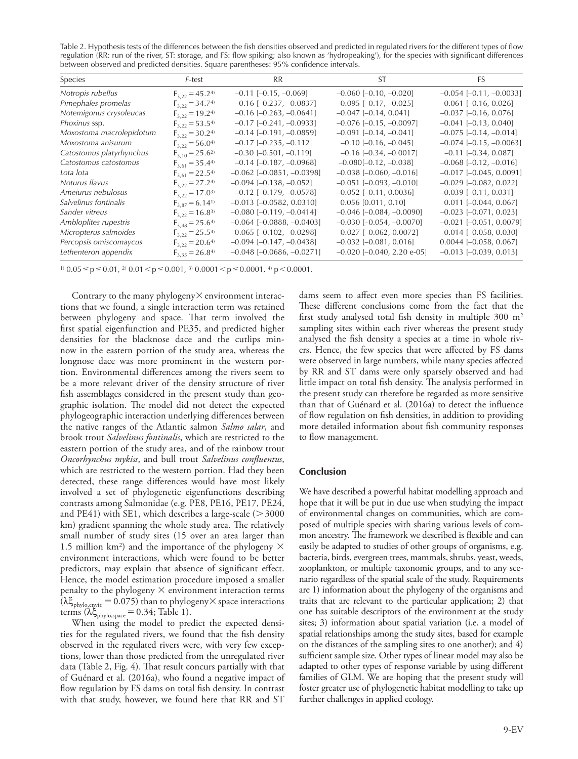Table 2. Hypothesis tests of the differences between the fish densities observed and predicted in regulated rivers for the different types of flow regulation (RR: run of the river, ST: storage, and FS: flow spiking; also known as 'hydropeaking'), for the species with significant differences between observed and predicted densities. Square parentheses: 95% confidence intervals.

| Species | *F*-test | RR | ST | FS |
|---|---|---|---|---|
| *Notropis rubellus* | $F_{3,22} = 45.2$[4] | –0.11 [–0.15, –0.069] | –0.060 [–0.10, –0.020] | –0.054 [–0.11, –0.0033] |
| *Pimephales promelas* | $F_{3,22} = 34.7$[4] | –0.16 [–0.237, –0.0837] | –0.095 [–0.17, –0.025] | –0.061 [–0.16, 0.026] |
| *Notemigonus crysoleucas* | $F_{3,22} = 19.2$[4] | –0.16 [–0.263, –0.0641] | –0.047 [–0.14, 0.041] | –0.037 [–0.16, 0.076] |
| *Phoxinus* ssp. | $F_{3,22} = 53.5$[4] | –0.17 [–0.241, –0.0933] | –0.076 [–0.15, –0.0097] | –0.041 [–0.13, 0.040] |
| *Moxostoma macrolepidotum* | $F_{3,22} = 30.2$[4] | –0.14 [–0.191, –0.0859] | –0.091 [–0.14, –0.041] | –0.075 [–0.14, –0.014] |
| *Moxostoma anisurum* | $F_{3,22} = 56.0$[4] | –0.17 [–0.235, –0.112] | –0.10 [–0.16, –0.045] | –0.074 [–0.15, –0.0063] |
| *Catostomus platyrhynchus* | $F_{3,10} = 25.6$[2] | –0.30 [–0.501, –0.119] | –0.16 [–0.34, –0.0017] | –0.11 [–0.34, 0.087] |
| *Catostomus catostomus* | $F_{3,61} = 35.4$[4] | –0.14 [–0.187, –0.0968] | –0.080[–0.12, –0.038] | –0.068 [–0.12, –0.016] |
| *Lota lota* | $F_{3,61} = 22.5$[4] | –0.062 [–0.0851, –0.0398] | –0.038 [–0.060, –0.016] | –0.017 [–0.045, 0.0091] |
| *Noturus flavus* | $F_{3,22} = 27.2$[4] | –0.094 [–0.138, –0.052] | –0.051 [–0.093, –0.010] | –0.029 [–0.082, 0.022] |
| *Ameiurus nebulosus* | $F_{3,22} = 17.0$[3] | –0.12 [–0.179, –0.0578] | –0.052 [–0.11, 0.0036] | –0.039 [–0.11, 0.031] |
| *Salvelinus fontinalis* | $F_{3,87} = 6.14$[1] | –0.013 [–0.0582, 0.0310] | 0.056 [0.011, 0.10] | 0.011 [–0.044, 0.067] |
| *Sander vitreus* | $F_{3,22} = 16.8$[3] | –0.080 [–0.119, –0.0414] | –0.046 [–0.084, –0.0090] | –0.023 [–0.071, 0.023] |
| *Ambloplites rupestris* | $F_{3,48} = 25.6$[4] | –0.064 [–0.0888, –0.0403] | –0.030 [–0.054, –0.0070] | –0.021 [–0.051, 0.0079] |
| *Micropterus salmoides* | $F_{3,22} = 25.5$[4] | –0.065 [–0.102, –0.0298] | –0.027 [–0.062, 0.0072] | –0.014 [–0.058, 0.030] |
| *Percopsis omiscomaycus* | $F_{3,22} = 20.6$[4] | –0.094 [–0.147, –0.0438] | –0.032 [–0.081, 0.016] | 0.0044 [–0.058, 0.067] |
| *Lethenteron appendix* | $F_{3,35} = 26.8$[4] | –0.048 [–0.0686, –0.0271] | –0.020 [–0.040, 2.20 e-05] | –0.013 [–0.039, 0.013] |

[1] $0.05 \leq p \leq 0.01$, [2] $0.01 < p \leq 0.001$, [3] $0.0001 < p \leq 0.0001$, [4] $p < 0.0001$.

Contrary to the many phylogeny × environment interactions that we found, a single interaction term was retained between phylogeny and space. That term involved the first spatial eigenfunction and PE35, and predicted higher densities for the blacknose dace and the cutlips minnow in the eastern portion of the study area, whereas the longnose dace was more prominent in the western portion. Environmental differences among the rivers seem to be a more relevant driver of the density structure of river fish assemblages considered in the present study than geographic isolation. The model did not detect the expected phylogeographic interaction underlying differences between the native ranges of the Atlantic salmon *Salmo salar*, and brook trout *Salvelinus fontinalis*, which are restricted to the eastern portion of the study area, and of the rainbow trout *Oncorhynchus mykiss*, and bull trout *Salvelinus confluentus*, which are restricted to the western portion. Had they been detected, these range differences would have most likely involved a set of phylogenetic eigenfunctions describing contrasts among Salmonidae (e.g. PE8, PE16, PE17, PE24, and PE41) with SE1, which describes a large-scale (> 3000 km) gradient spanning the whole study area. The relatively small number of study sites (15 over an area larger than 1.5 million km$^2$) and the importance of the phylogeny × environment interactions, which were found to be better predictors, may explain that absence of significant effect. Hence, the model estimation procedure imposed a smaller penalty to the phylogeny × environment interaction terms ($\lambda\xi_{\text{phylo,envir.}} = 0.075$) than to phylogeny × space interactions terms ($\lambda\xi_{\text{phylo,space}} = 0.34$; Table 1).

When using the model to predict the expected densities for the regulated rivers, we found that the fish density observed in the regulated rivers were, with very few exceptions, lower than those predicted from the unregulated river data (Table 2, Fig. 4). That result concurs partially with that of Guénard et al. (2016a), who found a negative impact of flow regulation by FS dams on total fish density. In contrast with that study, however, we found here that RR and ST dams seem to affect even more species than FS facilities. These different conclusions come from the fact that the first study analysed total fish density in multiple 300 m$^2$ sampling sites within each river whereas the present study analysed the fish density a species at a time in whole rivers. Hence, the few species that were affected by FS dams were observed in large numbers, while many species affected by RR and ST dams were only sparsely observed and had little impact on total fish density. The analysis performed in the present study can therefore be regarded as more sensitive than that of Guénard et al. (2016a) to detect the influence of flow regulation on fish densities, in addition to providing more detailed information about fish community responses to flow management.

## Conclusion

We have described a powerful habitat modelling approach and hope that it will be put in due use when studying the impact of environmental changes on communities, which are composed of multiple species with sharing various levels of common ancestry. The framework we described is flexible and can easily be adapted to studies of other groups of organisms, e.g. bacteria, birds, evergreen trees, mammals, shrubs, yeast, weeds, zooplankton, or multiple taxonomic groups, and to any scenario regardless of the spatial scale of the study. Requirements are 1) information about the phylogeny of the organisms and traits that are relevant to the particular application; 2) that one has suitable descriptors of the environment at the study sites; 3) information about spatial variation (i.e. a model of spatial relationships among the study sites, based for example on the distances of the sampling sites to one another); and 4) sufficient sample size. Other types of linear model may also be adapted to other types of response variable by using different families of GLM. We are hoping that the present study will foster greater use of phylogenetic habitat modelling to take up further challenges in applied ecology.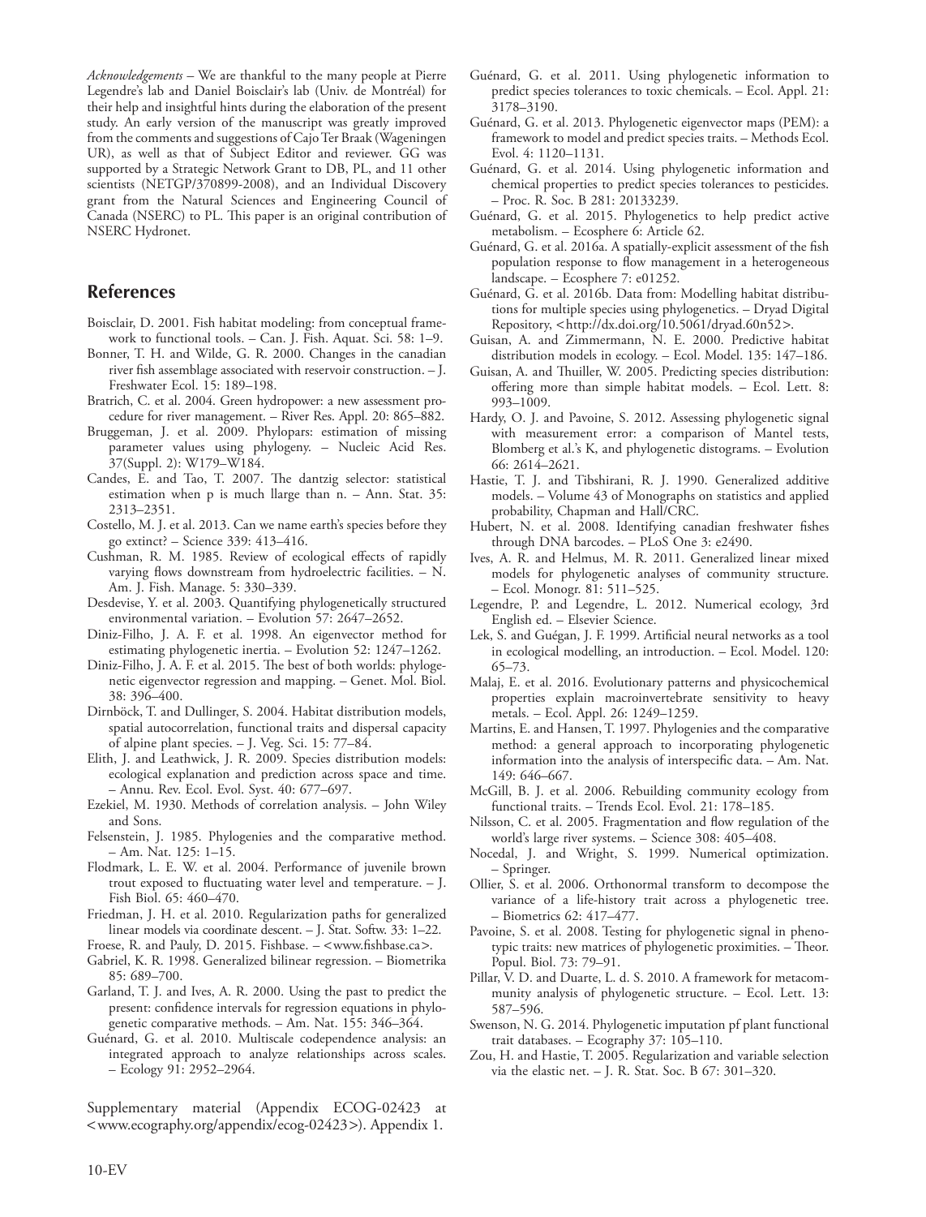*Acknowledgements* – We are thankful to the many people at Pierre Legendre's lab and Daniel Boisclair's lab (Univ. de Montréal) for their help and insightful hints during the elaboration of the present study. An early version of the manuscript was greatly improved from the comments and suggestions of Cajo Ter Braak (Wageningen UR), as well as that of Subject Editor and reviewer. GG was supported by a Strategic Network Grant to DB, PL, and 11 other scientists (NETGP/370899-2008), and an Individual Discovery grant from the Natural Sciences and Engineering Council of Canada (NSERC) to PL. This paper is an original contribution of NSERC Hydronet.

## References

Boisclair, D. 2001. Fish habitat modeling: from conceptual framework to functional tools. – Can. J. Fish. Aquat. Sci. 58: 1–9.

Bonner, T. H. and Wilde, G. R. 2000. Changes in the canadian river fish assemblage associated with reservoir construction. – J. Freshwater Ecol. 15: 189–198.

Bratrich, C. et al. 2004. Green hydropower: a new assessment procedure for river management. – River Res. Appl. 20: 865–882.

Bruggeman, J. et al. 2009. Phylopars: estimation of missing parameter values using phylogeny. – Nucleic Acid Res. 37(Suppl. 2): W179–W184.

Candes, E. and Tao, T. 2007. The dantzig selector: statistical estimation when p is much llarge than n. – Ann. Stat. 35: 2313–2351.

Costello, M. J. et al. 2013. Can we name earth's species before they go extinct? – Science 339: 413–416.

Cushman, R. M. 1985. Review of ecological effects of rapidly varying flows downstream from hydroelectric facilities. – N. Am. J. Fish. Manage. 5: 330–339.

Desdevise, Y. et al. 2003. Quantifying phylogenetically structured environmental variation. – Evolution 57: 2647–2652.

Diniz-Filho, J. A. F. et al. 1998. An eigenvector method for estimating phylogenetic inertia. – Evolution 52: 1247–1262.

Diniz-Filho, J. A. F. et al. 2015. The best of both worlds: phylogenetic eigenvector regression and mapping. – Genet. Mol. Biol. 38: 396–400.

Dirnböck, T. and Dullinger, S. 2004. Habitat distribution models, spatial autocorrelation, functional traits and dispersal capacity of alpine plant species. – J. Veg. Sci. 15: 77–84.

Elith, J. and Leathwick, J. R. 2009. Species distribution models: ecological explanation and prediction across space and time. – Annu. Rev. Ecol. Evol. Syst. 40: 677–697.

Ezekiel, M. 1930. Methods of correlation analysis. – John Wiley and Sons.

Felsenstein, J. 1985. Phylogenies and the comparative method. – Am. Nat. 125: 1–15.

Flodmark, L. E. W. et al. 2004. Performance of juvenile brown trout exposed to fluctuating water level and temperature. – J. Fish Biol. 65: 460–470.

Friedman, J. H. et al. 2010. Regularization paths for generalized linear models via coordinate descent. – J. Stat. Softw. 33: 1–22.

Froese, R. and Pauly, D. 2015. Fishbase. – <www.fishbase.ca>.

Gabriel, K. R. 1998. Generalized bilinear regression. – Biometrika 85: 689–700.

Garland, T. J. and Ives, A. R. 2000. Using the past to predict the present: confidence intervals for regression equations in phylogenetic comparative methods. – Am. Nat. 155: 346–364.

Guénard, G. et al. 2010. Multiscale codependence analysis: an integrated approach to analyze relationships across scales. – Ecology 91: 2952–2964.

Guénard, G. et al. 2011. Using phylogenetic information to predict species tolerances to toxic chemicals. – Ecol. Appl. 21: 3178–3190.

Guénard, G. et al. 2013. Phylogenetic eigenvector maps (PEM): a framework to model and predict species traits. – Methods Ecol. Evol. 4: 1120–1131.

Guénard, G. et al. 2014. Using phylogenetic information and chemical properties to predict species tolerances to pesticides. – Proc. R. Soc. B 281: 20133239.

Guénard, G. et al. 2015. Phylogenetics to help predict active metabolism. – Ecosphere 6: Article 62.

Guénard, G. et al. 2016a. A spatially-explicit assessment of the fish population response to flow management in a heterogeneous landscape. – Ecosphere 7: e01252.

Guénard, G. et al. 2016b. Data from: Modelling habitat distributions for multiple species using phylogenetics. – Dryad Digital Repository, <http://dx.doi.org/10.5061/dryad.60n52>.

Guisan, A. and Zimmermann, N. E. 2000. Predictive habitat distribution models in ecology. – Ecol. Model. 135: 147–186.

Guisan, A. and Thuiller, W. 2005. Predicting species distribution: offering more than simple habitat models. – Ecol. Lett. 8: 993–1009.

Hardy, O. J. and Pavoine, S. 2012. Assessing phylogenetic signal with measurement error: a comparison of Mantel tests, Blomberg et al.'s K, and phylogenetic distograms. – Evolution 66: 2614–2621.

Hastie, T. J. and Tibshirani, R. J. 1990. Generalized additive models. – Volume 43 of Monographs on statistics and applied probability, Chapman and Hall/CRC.

Hubert, N. et al. 2008. Identifying canadian freshwater fishes through DNA barcodes. – PLoS One 3: e2490.

Ives, A. R. and Helmus, M. R. 2011. Generalized linear mixed models for phylogenetic analyses of community structure. – Ecol. Monogr. 81: 511–525.

Legendre, P. and Legendre, L. 2012. Numerical ecology, 3rd English ed. – Elsevier Science.

Lek, S. and Guégan, J. F. 1999. Artificial neural networks as a tool in ecological modelling, an introduction. – Ecol. Model. 120: 65–73.

Malaj, E. et al. 2016. Evolutionary patterns and physicochemical properties explain macroinvertebrate sensitivity to heavy metals. – Ecol. Appl. 26: 1249–1259.

Martins, E. and Hansen, T. 1997. Phylogenies and the comparative method: a general approach to incorporating phylogenetic information into the analysis of interspecific data. – Am. Nat. 149: 646–667.

McGill, B. J. et al. 2006. Rebuilding community ecology from functional traits. – Trends Ecol. Evol. 21: 178–185.

Nilsson, C. et al. 2005. Fragmentation and flow regulation of the world's large river systems. – Science 308: 405–408.

Nocedal, J. and Wright, S. 1999. Numerical optimization. – Springer.

Ollier, S. et al. 2006. Orthonormal transform to decompose the variance of a life-history trait across a phylogenetic tree. – Biometrics 62: 417–477.

Pavoine, S. et al. 2008. Testing for phylogenetic signal in phenotypic traits: new matrices of phylogenetic proximities. – Theor. Popul. Biol. 73: 79–91.

Pillar, V. D. and Duarte, L. d. S. 2010. A framework for metacommunity analysis of phylogenetic structure. – Ecol. Lett. 13: 587–596.

Swenson, N. G. 2014. Phylogenetic imputation pf plant functional trait databases. – Ecography 37: 105–110.

Zou, H. and Hastie, T. 2005. Regularization and variable selection via the elastic net. – J. R. Stat. Soc. B 67: 301–320.

Supplementary material (Appendix ECOG-02423 at <www.ecography.org/appendix/ecog-02423>). Appendix 1.